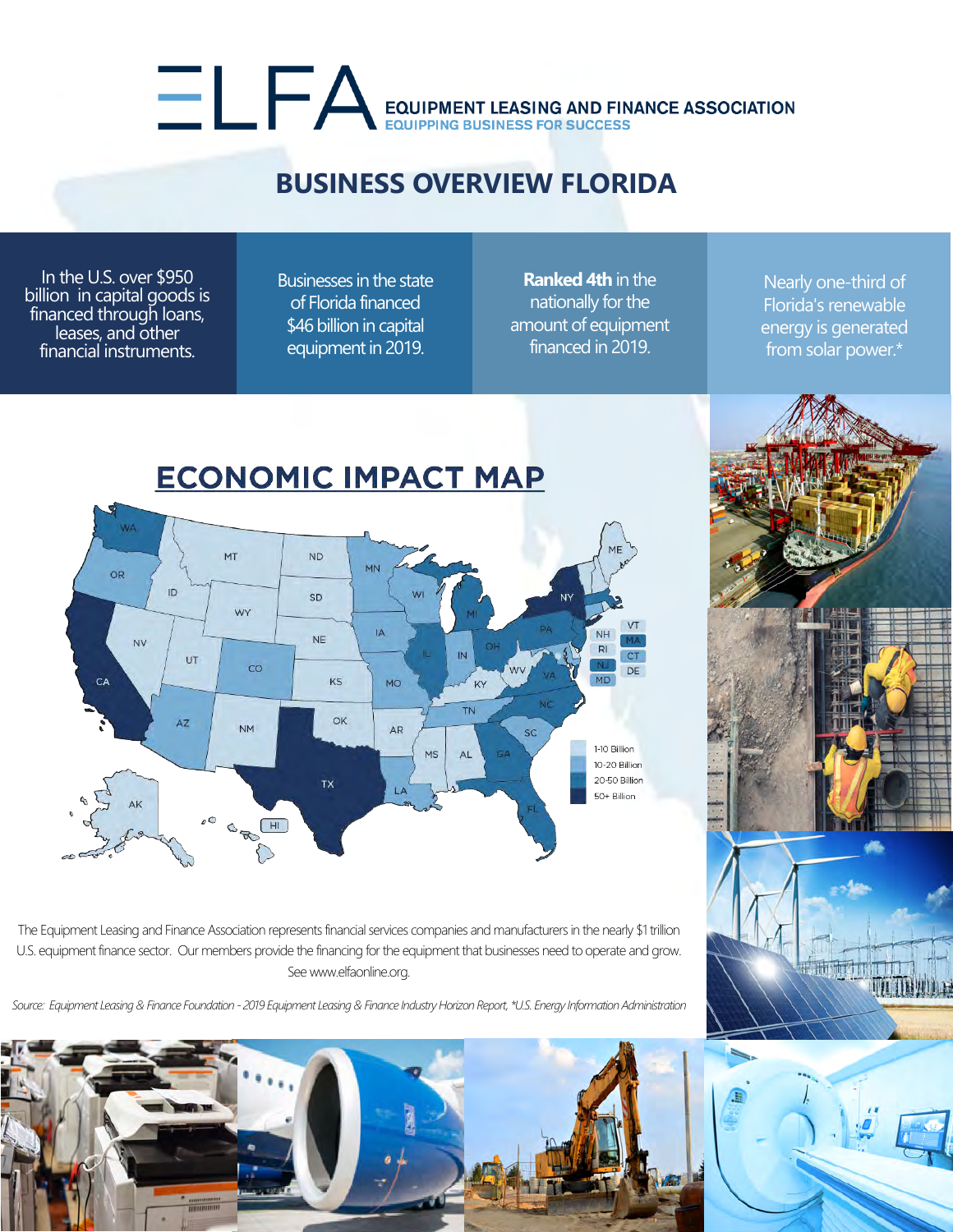# ELFA EQUIPMENT LEASING AND FINANCE ASSOCIATION

EQUIPPING BUSINESS FOR SUCCESS

## BUSINESS OVERVIEW FLORIDA

In the U.S. over $950 billion in capital goods is financed through loans, leases, and other financial instruments.

Businesses in the state of Florida financed $46 billion in capital equipment in 2019.

**Ranked 4th** in the nationally for the amount of equipment financed in 2019.

Nearly one-third of Florida's renewable energy is generated from solar power.*

## ECONOMIC IMPACT MAP

- 1-10 Billion
- 10-20 Billion
- 20-50 Billion
- 50+ Billion

The Equipment Leasing and Finance Association represents financial services companies and manufacturers in the nearly $1 trillion U.S. equipment finance sector. Our members provide the financing for the equipment that businesses need to operate and grow. See www.elfaonline.org.

*Source: Equipment Leasing & Finance Foundation - 2019 Equipment Leasing & Finance Industry Horizon Report, *U.S. Energy Information Administration*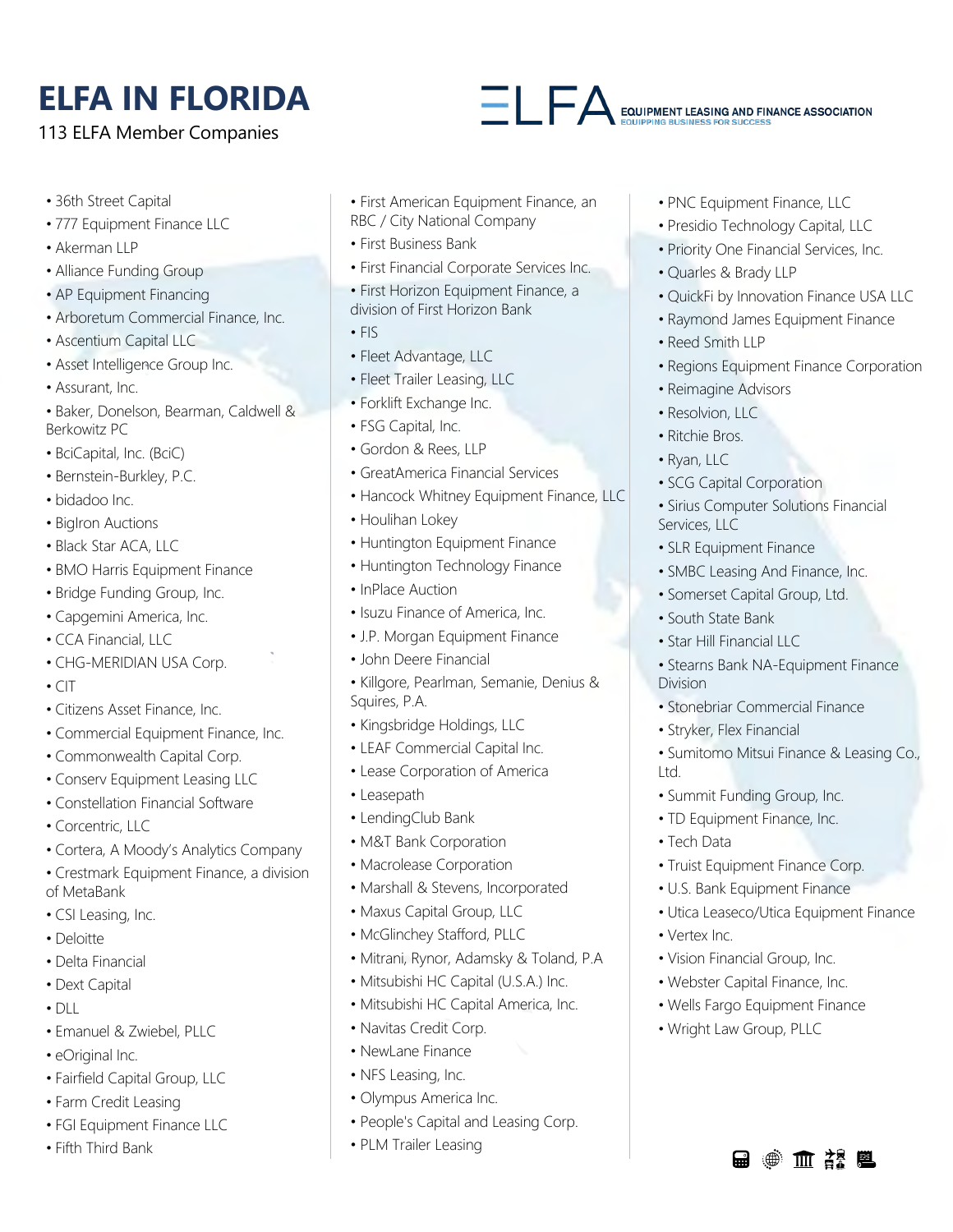# ELFA IN FLORIDA

113 ELFA Member Companies

ELFA EQUIPMENT LEASING AND FINANCE ASSOCIATION
EQUIPPING BUSINESS FOR SUCCESS

- 36th Street Capital
- 777 Equipment Finance LLC
- Akerman LLP
- Alliance Funding Group
- AP Equipment Financing
- Arboretum Commercial Finance, Inc.
- Ascentium Capital LLC
- Asset Intelligence Group Inc.
- Assurant, Inc.
- Baker, Donelson, Bearman, Caldwell & Berkowitz PC
- BciCapital, Inc. (BciC)
- Bernstein-Burkley, P.C.
- bidadoo Inc.
- BigIron Auctions
- Black Star ACA, LLC
- BMO Harris Equipment Finance
- Bridge Funding Group, Inc.
- Capgemini America, Inc.
- CCA Financial, LLC
- CHG-MERIDIAN USA Corp.
- CIT
- Citizens Asset Finance, Inc.
- Commercial Equipment Finance, Inc.
- Commonwealth Capital Corp.
- Conserv Equipment Leasing LLC
- Constellation Financial Software
- Corcentric, LLC
- Cortera, A Moody's Analytics Company
- Crestmark Equipment Finance, a division of MetaBank
- CSI Leasing, Inc.
- Deloitte
- Delta Financial
- Dext Capital
- DLL
- Emanuel & Zwiebel, PLLC
- eOriginal Inc.
- Fairfield Capital Group, LLC
- Farm Credit Leasing
- FGI Equipment Finance LLC
- Fifth Third Bank
- First American Equipment Finance, an RBC / City National Company
- First Business Bank
- First Financial Corporate Services Inc.
- First Horizon Equipment Finance, a division of First Horizon Bank
- FIS
- Fleet Advantage, LLC
- Fleet Trailer Leasing, LLC
- Forklift Exchange Inc.
- FSG Capital, Inc.
- Gordon & Rees, LLP
- GreatAmerica Financial Services
- Hancock Whitney Equipment Finance, LLC
- Houlihan Lokey
- Huntington Equipment Finance
- Huntington Technology Finance
- InPlace Auction
- Isuzu Finance of America, Inc.
- J.P. Morgan Equipment Finance
- John Deere Financial
- Killgore, Pearlman, Semanie, Denius & Squires, P.A.
- Kingsbridge Holdings, LLC
- LEAF Commercial Capital Inc.
- Lease Corporation of America
- Leasepath
- LendingClub Bank
- M&T Bank Corporation
- Macrolease Corporation
- Marshall & Stevens, Incorporated
- Maxus Capital Group, LLC
- McGlinchey Stafford, PLLC
- Mitrani, Rynor, Adamsky & Toland, P.A
- Mitsubishi HC Capital (U.S.A.) Inc.
- Mitsubishi HC Capital America, Inc.
- Navitas Credit Corp.
- NewLane Finance
- NFS Leasing, Inc.
- Olympus America Inc.
- People's Capital and Leasing Corp.
- PLM Trailer Leasing
- PNC Equipment Finance, LLC
- Presidio Technology Capital, LLC
- Priority One Financial Services, Inc.
- Quarles & Brady LLP
- QuickFi by Innovation Finance USA LLC
- Raymond James Equipment Finance
- Reed Smith LLP
- Regions Equipment Finance Corporation
- Reimagine Advisors
- Resolvion, LLC
- Ritchie Bros.
- Ryan, LLC
- SCG Capital Corporation
- Sirius Computer Solutions Financial Services, LLC
- SLR Equipment Finance
- SMBC Leasing And Finance, Inc.
- Somerset Capital Group, Ltd.
- South State Bank
- Star Hill Financial LLC
- Stearns Bank NA-Equipment Finance Division
- Stonebriar Commercial Finance
- Stryker, Flex Financial
- Sumitomo Mitsui Finance & Leasing Co., Ltd.
- Summit Funding Group, Inc.
- TD Equipment Finance, Inc.
- Tech Data
- Truist Equipment Finance Corp.
- U.S. Bank Equipment Finance
- Utica Leaseco/Utica Equipment Finance
- Vertex Inc.
- Vision Financial Group, Inc.
- Webster Capital Finance, Inc.
- Wells Fargo Equipment Finance
- Wright Law Group, PLLC